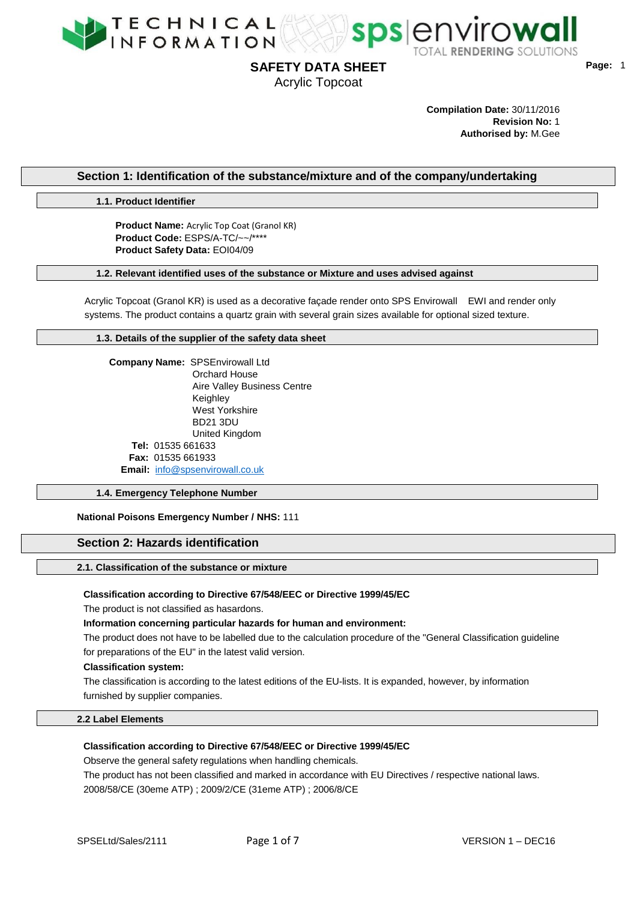# SAFETY DATA SHEET

Acrylic Topcoat

**Compilation Date:** 30/11/2016
**Revision No:** 1
**Authorised by:** M.Gee

## Section 1: Identification of the substance/mixture and of the company/undertaking

### 1.1. Product Identifier

**Product Name:** Acrylic Top Coat (Granol KR)
**Product Code:** ESPS/A-TC/~~/****
**Product Safety Data:** EOI04/09

### 1.2. Relevant identified uses of the substance or Mixture and uses advised against

Acrylic Topcoat (Granol KR) is used as a decorative façade render onto SPS Envirowall EWI and render only systems. The product contains a quartz grain with several grain sizes available for optional sized texture.

### 1.3. Details of the supplier of the safety data sheet

**Company Name:** SPSEnvirowall Ltd
Orchard House
Aire Valley Business Centre
Keighley
West Yorkshire
BD21 3DU
United Kingdom
**Tel:** 01535 661633
**Fax:** 01535 661933
**Email:** info@spsenvirowall.co.uk

### 1.4. Emergency Telephone Number

**National Poisons Emergency Number / NHS:** 111

## Section 2: Hazards identification

### 2.1. Classification of the substance or mixture

**Classification according to Directive 67/548/EEC or Directive 1999/45/EC**

The product is not classified as hasardons.

**Information concerning particular hazards for human and environment:**

The product does not have to be labelled due to the calculation procedure of the "General Classification guideline for preparations of the EU" in the latest valid version.

**Classification system:**

The classification is according to the latest editions of the EU-lists. It is expanded, however, by information furnished by supplier companies.

### 2.2 Label Elements

**Classification according to Directive 67/548/EEC or Directive 1999/45/EC**

Observe the general safety regulations when handling chemicals.

The product has not been classified and marked in accordance with EU Directives / respective national laws. 2008/58/CE (30eme ATP) ; 2009/2/CE (31eme ATP) ; 2006/8/CE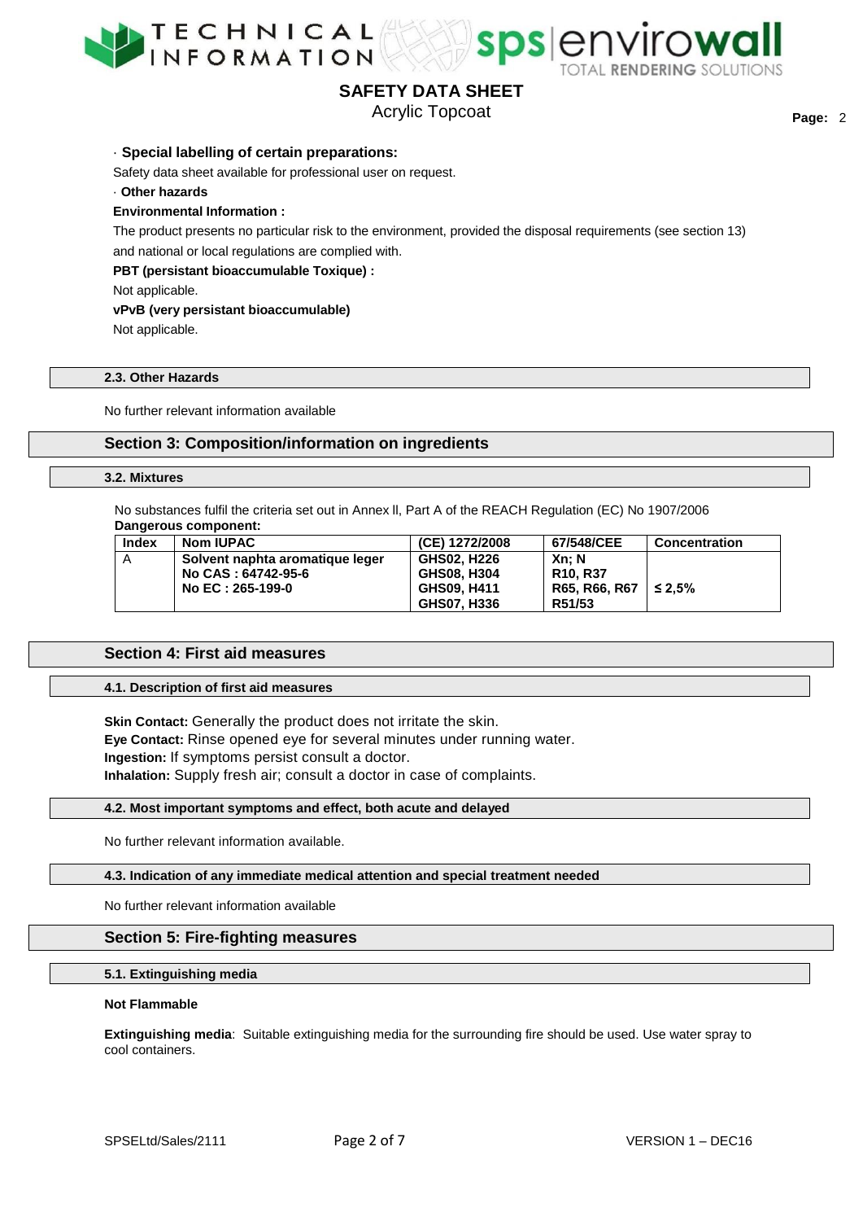· **Special labelling of certain preparations:**

Safety data sheet available for professional user on request.

· **Other hazards**

**Environmental Information :**

The product presents no particular risk to the environment, provided the disposal requirements (see section 13) and national or local regulations are complied with.

**PBT (persistant bioaccumulable Toxique) :**

Not applicable.

**vPvB (very persistant bioaccumulable)**

Not applicable.

### 2.3. Other Hazards

No further relevant information available

## Section 3: Composition/information on ingredients

### 3.2. Mixtures

No substances fulfil the criteria set out in Annex ll, Part A of the REACH Regulation (EC) No 1907/2006

**Dangerous component:**

| Index | Nom IUPAC | (CE) 1272/2008 | 67/548/CEE | Concentration |
| --- | --- | --- | --- | --- |
| A | **Solvent naphta aromatique leger**<br>**No CAS : 64742-95-6**<br>**No EC : 265-199-0** | **GHS02, H226**<br>**GHS08, H304**<br>**GHS09, H411**<br>**GHS07, H336** | **Xn; N**<br>**R10, R37**<br>**R65, R66, R67**<br>**R51/53** | **≤ 2,5%** |

## Section 4: First aid measures

### 4.1. Description of first aid measures

**Skin Contact:** Generally the product does not irritate the skin.
**Eye Contact:** Rinse opened eye for several minutes under running water.
**Ingestion:** If symptoms persist consult a doctor.
**Inhalation:** Supply fresh air; consult a doctor in case of complaints.

### 4.2. Most important symptoms and effect, both acute and delayed

No further relevant information available.

### 4.3. Indication of any immediate medical attention and special treatment needed

No further relevant information available

## Section 5: Fire-fighting measures

### 5.1. Extinguishing media

**Not Flammable**

**Extinguishing media**: Suitable extinguishing media for the surrounding fire should be used. Use water spray to cool containers.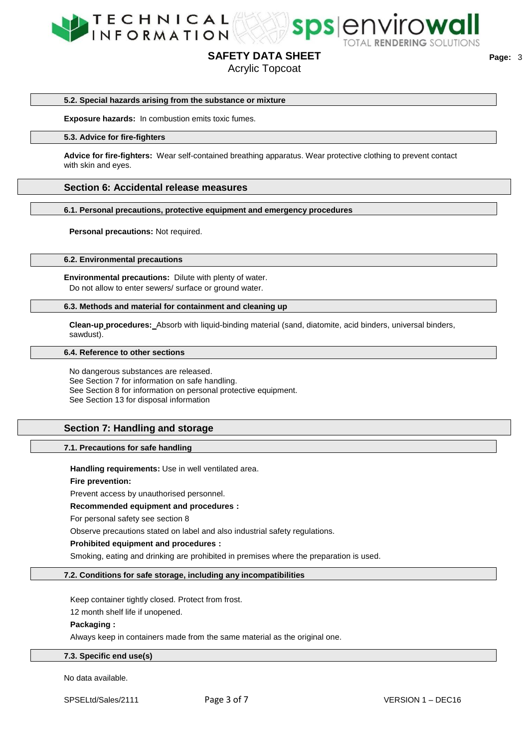#### 5.2. Special hazards arising from the substance or mixture

**Exposure hazards:** In combustion emits toxic fumes.

#### 5.3. Advice for fire-fighters

**Advice for fire-fighters:** Wear self-contained breathing apparatus. Wear protective clothing to prevent contact with skin and eyes.

### Section 6: Accidental release measures

#### 6.1. Personal precautions, protective equipment and emergency procedures

**Personal precautions:** Not required.

#### 6.2. Environmental precautions

**Environmental precautions:** Dilute with plenty of water.
Do not allow to enter sewers/ surface or ground water.

#### 6.3. Methods and material for containment and cleaning up

**Clean-up procedures:** Absorb with liquid-binding material (sand, diatomite, acid binders, universal binders, sawdust).

#### 6.4. Reference to other sections

No dangerous substances are released.
See Section 7 for information on safe handling.
See Section 8 for information on personal protective equipment.
See Section 13 for disposal information

### Section 7: Handling and storage

#### 7.1. Precautions for safe handling

**Handling requirements:** Use in well ventilated area.

**Fire prevention:**

Prevent access by unauthorised personnel.

**Recommended equipment and procedures :**

For personal safety see section 8

Observe precautions stated on label and also industrial safety regulations.

**Prohibited equipment and procedures :**

Smoking, eating and drinking are prohibited in premises where the preparation is used.

#### 7.2. Conditions for safe storage, including any incompatibilities

Keep container tightly closed. Protect from frost.

12 month shelf life if unopened.

**Packaging :**

Always keep in containers made from the same material as the original one.

#### 7.3. Specific end use(s)

No data available.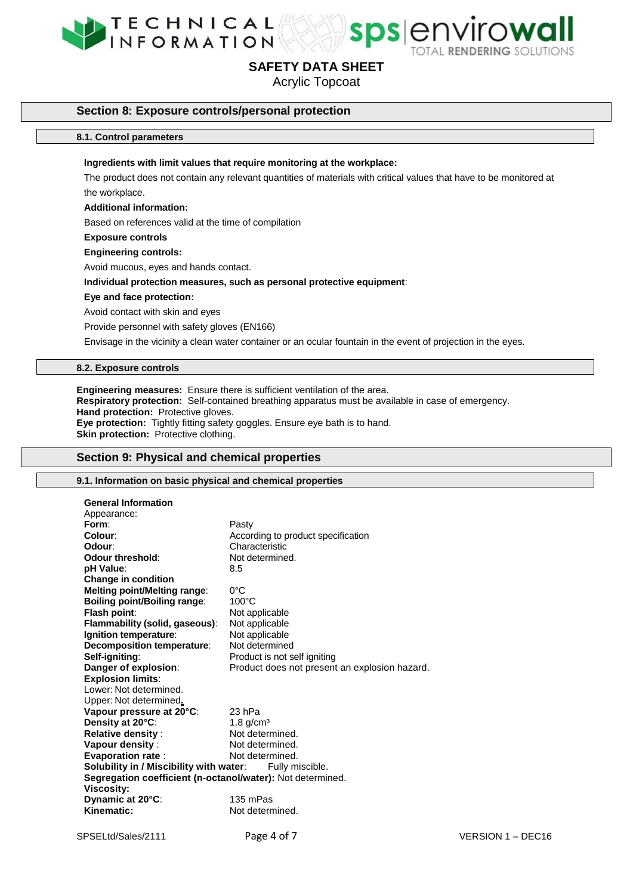## Section 8: Exposure controls/personal protection

### 8.1. Control parameters

**Ingredients with limit values that require monitoring at the workplace:**

The product does not contain any relevant quantities of materials with critical values that have to be monitored at the workplace.

**Additional information:**

Based on references valid at the time of compilation

**Exposure controls**

**Engineering controls:**

Avoid mucous, eyes and hands contact.

**Individual protection measures, such as personal protective equipment**:

**Eye and face protection:**

Avoid contact with skin and eyes

Provide personnel with safety gloves (EN166)

Envisage in the vicinity a clean water container or an ocular fountain in the event of projection in the eyes.

### 8.2. Exposure controls

**Engineering measures:** Ensure there is sufficient ventilation of the area.
**Respiratory protection:** Self-contained breathing apparatus must be available in case of emergency.
**Hand protection:** Protective gloves.
**Eye protection:** Tightly fitting safety goggles. Ensure eye bath is to hand.
**Skin protection:** Protective clothing.

## Section 9: Physical and chemical properties

### 9.1. Information on basic physical and chemical properties

**General Information**

Appearance:

| | |
|---|---|
| **Form**: | Pasty |
| **Colour**: | According to product specification |
| **Odour**: | Characteristic |
| **Odour threshold**: | Not determined. |
| **pH Value**: | 8.5 |
| **Change in condition** | |
| **Melting point/Melting range**: | 0°C |
| **Boiling point/Boiling range**: | 100°C |
| **Flash point**: | Not applicable |
| **Flammability (solid, gaseous)**: | Not applicable |
| **Ignition temperature**: | Not applicable |
| **Decomposition temperature**: | Not determined |
| **Self-igniting**: | Product is not self igniting |
| **Danger of explosion**: | Product does not present an explosion hazard. |

**Explosion limits**:
Lower: Not determined.
Upper: Not determined.

| | |
|---|---|
| **Vapour pressure at 20°C**: | 23 hPa |
| **Density at 20°C**: | 1.8 g/cm³ |
| **Relative density** : | Not determined. |
| **Vapour density** : | Not determined. |
| **Evaporation rate** : | Not determined. |

**Solubility in / Miscibility with water**: Fully miscible.
**Segregation coefficient (n-octanol/water):** Not determined.
**Viscosity:**

| | |
|---|---|
| **Dynamic at 20°C**: | 135 mPas |
| **Kinematic:** | Not determined. |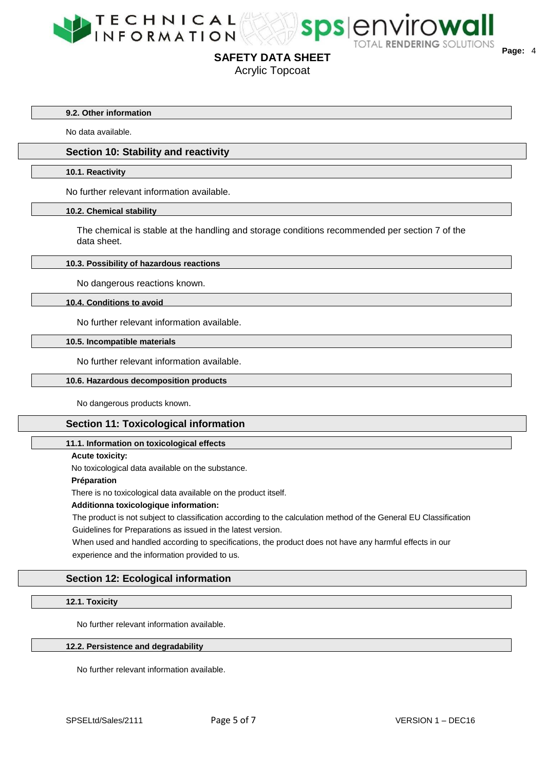### 9.2. Other information

No data available.

## Section 10: Stability and reactivity

### 10.1. Reactivity

No further relevant information available.

### 10.2. Chemical stability

The chemical is stable at the handling and storage conditions recommended per section 7 of the data sheet.

### 10.3. Possibility of hazardous reactions

No dangerous reactions known.

### 10.4. Conditions to avoid

No further relevant information available.

### 10.5. Incompatible materials

No further relevant information available.

### 10.6. Hazardous decomposition products

No dangerous products known.

## Section 11: Toxicological information

### 11.1. Information on toxicological effects

**Acute toxicity:**

No toxicological data available on the substance.

**Préparation**

There is no toxicological data available on the product itself.

**Additionna toxicologique information:**

The product is not subject to classification according to the calculation method of the General EU Classification Guidelines for Preparations as issued in the latest version.

When used and handled according to specifications, the product does not have any harmful effects in our experience and the information provided to us.

## Section 12: Ecological information

### 12.1. Toxicity

No further relevant information available.

### 12.2. Persistence and degradability

No further relevant information available.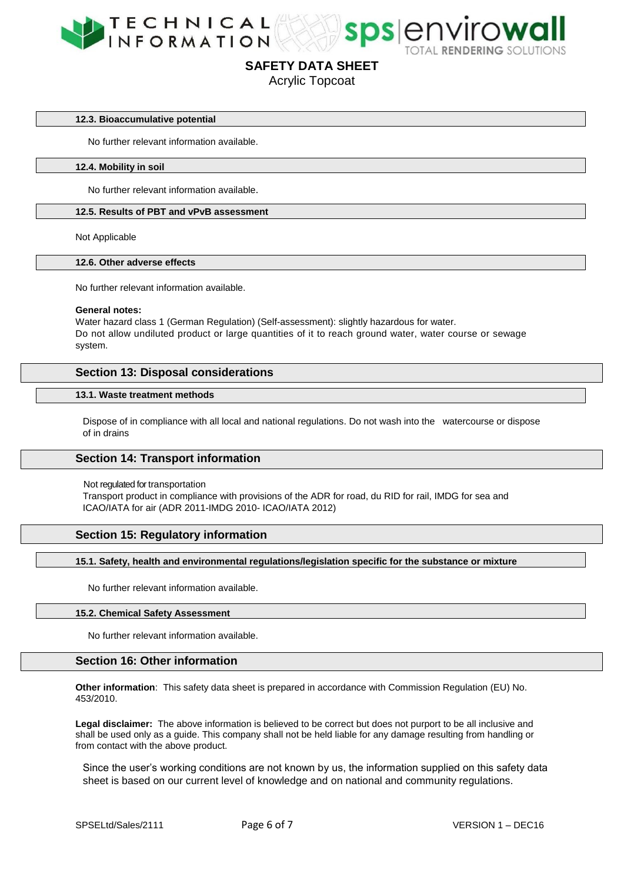### 12.3. Bioaccumulative potential

No further relevant information available.

### 12.4. Mobility in soil

No further relevant information available.

### 12.5. Results of PBT and vPvB assessment

Not Applicable

### 12.6. Other adverse effects

No further relevant information available.

**General notes:**
Water hazard class 1 (German Regulation) (Self-assessment): slightly hazardous for water.
Do not allow undiluted product or large quantities of it to reach ground water, water course or sewage system.

## Section 13: Disposal considerations

### 13.1. Waste treatment methods

Dispose of in compliance with all local and national regulations. Do not wash into the watercourse or dispose of in drains

## Section 14: Transport information

Not regulated for transportation
Transport product in compliance with provisions of the ADR for road, du RID for rail, IMDG for sea and ICAO/IATA for air (ADR 2011-IMDG 2010- ICAO/IATA 2012)

## Section 15: Regulatory information

### 15.1. Safety, health and environmental regulations/legislation specific for the substance or mixture

No further relevant information available.

### 15.2. Chemical Safety Assessment

No further relevant information available.

## Section 16: Other information

**Other information**: This safety data sheet is prepared in accordance with Commission Regulation (EU) No. 453/2010.

**Legal disclaimer:** The above information is believed to be correct but does not purport to be all inclusive and shall be used only as a guide. This company shall not be held liable for any damage resulting from handling or from contact with the above product.

Since the user's working conditions are not known by us, the information supplied on this safety data sheet is based on our current level of knowledge and on national and community regulations.

SPSELtd/Sales/2111 VERSION 1 – DEC16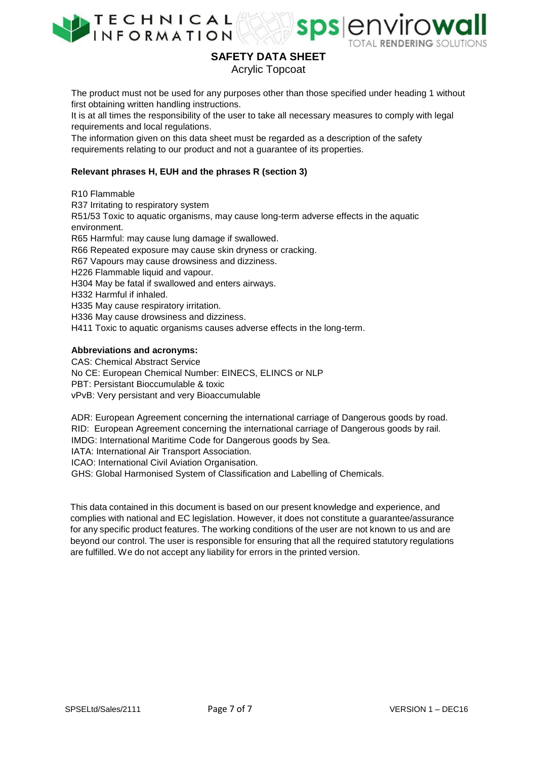The product must not be used for any purposes other than those specified under heading 1 without first obtaining written handling instructions.

It is at all times the responsibility of the user to take all necessary measures to comply with legal requirements and local regulations.

The information given on this data sheet must be regarded as a description of the safety requirements relating to our product and not a guarantee of its properties.

**Relevant phrases H, EUH and the phrases R (section 3)**

R10 Flammable
R37 Irritating to respiratory system
R51/53 Toxic to aquatic organisms, may cause long-term adverse effects in the aquatic environment.
R65 Harmful: may cause lung damage if swallowed.
R66 Repeated exposure may cause skin dryness or cracking.
R67 Vapours may cause drowsiness and dizziness.
H226 Flammable liquid and vapour.
H304 May be fatal if swallowed and enters airways.
H332 Harmful if inhaled.
H335 May cause respiratory irritation.
H336 May cause drowsiness and dizziness.
H411 Toxic to aquatic organisms causes adverse effects in the long-term.

**Abbreviations and acronyms:**

CAS: Chemical Abstract Service
No CE: European Chemical Number: EINECS, ELINCS or NLP
PBT: Persistant Bioccumulable & toxic
vPvB: Very persistant and very Bioaccumulable

ADR: European Agreement concerning the international carriage of Dangerous goods by road.
RID: European Agreement concerning the international carriage of Dangerous goods by rail.
IMDG: International Maritime Code for Dangerous goods by Sea.
IATA: International Air Transport Association.
ICAO: International Civil Aviation Organisation.
GHS: Global Harmonised System of Classification and Labelling of Chemicals.

This data contained in this document is based on our present knowledge and experience, and complies with national and EC legislation. However, it does not constitute a guarantee/assurance for any specific product features. The working conditions of the user are not known to us and are beyond our control. The user is responsible for ensuring that all the required statutory regulations are fulfilled. We do not accept any liability for errors in the printed version.